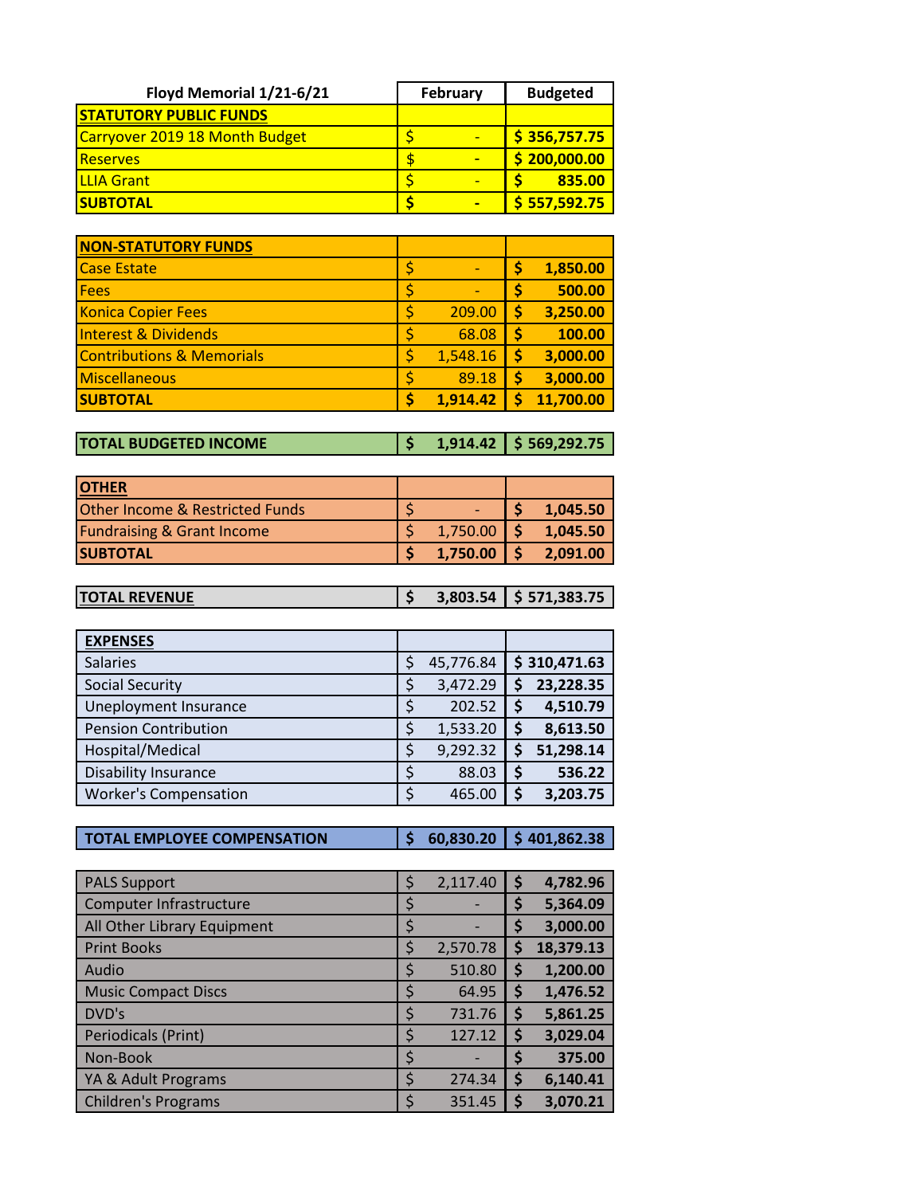| Floyd Memorial 1/21-6/21 | February | Budgeted |
|---|---|---|
| **STATUTORY PUBLIC FUNDS** | | |
| Carryover 2019 18 Month Budget | $ - | $ 356,757.75 |
| Reserves | $ - | $ 200,000.00 |
| LLIA Grant | $ - | $ 835.00 |
| **SUBTOTAL** | **$ -** | **$ 557,592.75** |
| | | |
| **NON-STATUTORY FUNDS** | | |
| Case Estate | $ - | $ 1,850.00 |
| Fees | $ - | $ 500.00 |
| Konica Copier Fees | $ 209.00 | $ 3,250.00 |
| Interest & Dividends | $ 68.08 | $ 100.00 |
| Contributions & Memorials | $ 1,548.16 | $ 3,000.00 |
| Miscellaneous | $ 89.18 | $ 3,000.00 |
| **SUBTOTAL** | **$ 1,914.42** | **$ 11,700.00** |
| | | |
| **TOTAL BUDGETED INCOME** | **$ 1,914.42** | **$ 569,292.75** |
| | | |
| **OTHER** | | |
| Other Income & Restricted Funds | $ - | $ 1,045.50 |
| Fundraising & Grant Income | $ 1,750.00 | $ 1,045.50 |
| **SUBTOTAL** | **$ 1,750.00** | **$ 2,091.00** |
| | | |
| **TOTAL REVENUE** | **$ 3,803.54** | **$ 571,383.75** |
| | | |
| **EXPENSES** | | |
| Salaries | $ 45,776.84 | $ 310,471.63 |
| Social Security | $ 3,472.29 | $ 23,228.35 |
| Uneployment Insurance | $ 202.52 | $ 4,510.79 |
| Pension Contribution | $ 1,533.20 | $ 8,613.50 |
| Hospital/Medical | $ 9,292.32 | $ 51,298.14 |
| Disability Insurance | $ 88.03 | $ 536.22 |
| Worker's Compensation | $ 465.00 | $ 3,203.75 |
| | | |
| **TOTAL EMPLOYEE COMPENSATION** | **$ 60,830.20** | **$ 401,862.38** |
| | | |
| PALS Support | $ 2,117.40 | $ 4,782.96 |
| Computer Infrastructure | $ - | $ 5,364.09 |
| All Other Library Equipment | $ - | $ 3,000.00 |
| Print Books | $ 2,570.78 | $ 18,379.13 |
| Audio | $ 510.80 | $ 1,200.00 |
| Music Compact Discs | $ 64.95 | $ 1,476.52 |
| DVD's | $ 731.76 | $ 5,861.25 |
| Periodicals (Print) | $ 127.12 | $ 3,029.04 |
| Non-Book | $ - | $ 375.00 |
| YA & Adult Programs | $ 274.34 | $ 6,140.41 |
| Children's Programs | $ 351.45 | $ 3,070.21 |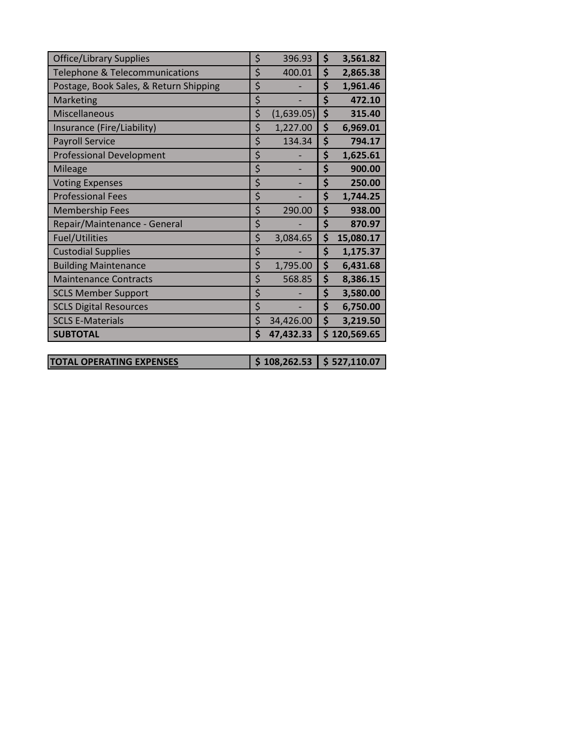| | | |
|---|---|---|
| Office/Library Supplies | $ 396.93 | **$ 3,561.82** |
| Telephone & Telecommunications | $ 400.01 | **$ 2,865.38** |
| Postage, Book Sales, & Return Shipping | $ - | **$ 1,961.46** |
| Marketing | $ - | **$ 472.10** |
| Miscellaneous | $ (1,639.05) | **$ 315.40** |
| Insurance (Fire/Liability) | $ 1,227.00 | **$ 6,969.01** |
| Payroll Service | $ 134.34 | **$ 794.17** |
| Professional Development | $ - | **$ 1,625.61** |
| Mileage | $ - | **$ 900.00** |
| Voting Expenses | $ - | **$ 250.00** |
| Professional Fees | $ - | **$ 1,744.25** |
| Membership Fees | $ 290.00 | **$ 938.00** |
| Repair/Maintenance - General | $ - | **$ 870.97** |
| Fuel/Utilities | $ 3,084.65 | **$ 15,080.17** |
| Custodial Supplies | $ - | **$ 1,175.37** |
| Building Maintenance | $ 1,795.00 | **$ 6,431.68** |
| Maintenance Contracts | $ 568.85 | **$ 8,386.15** |
| SCLS Member Support | $ - | **$ 3,580.00** |
| SCLS Digital Resources | $ - | **$ 6,750.00** |
| SCLS E-Materials | $ 34,426.00 | **$ 3,219.50** |
| **SUBTOTAL** | **$ 47,432.33** | **$ 120,569.65** |

| | | |
|---|---|---|
| **TOTAL OPERATING EXPENSES** | **$ 108,262.53** | **$ 527,110.07** |